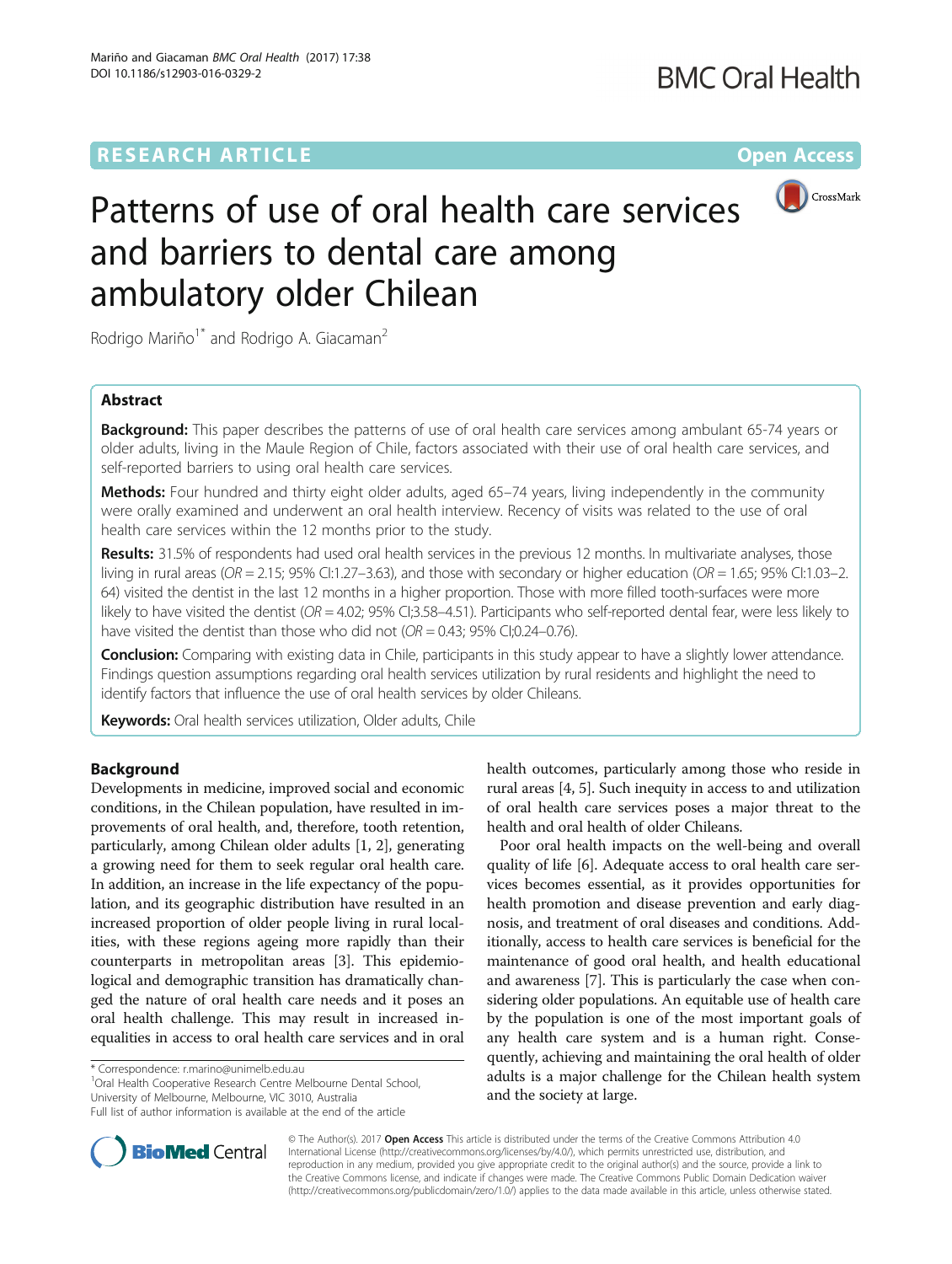**RESEARCH ARTICLE** **Open Access**

# Patterns of use of oral health care services and barriers to dental care among ambulatory older Chilean

Rodrigo Mariño[1*] and Rodrigo A. Giacaman[2]

## Abstract

**Background:** This paper describes the patterns of use of oral health care services among ambulant 65-74 years or older adults, living in the Maule Region of Chile, factors associated with their use of oral health care services, and self-reported barriers to using oral health care services.

**Methods:** Four hundred and thirty eight older adults, aged 65–74 years, living independently in the community were orally examined and underwent an oral health interview. Recency of visits was related to the use of oral health care services within the 12 months prior to the study.

**Results:** 31.5% of respondents had used oral health services in the previous 12 months. In multivariate analyses, those living in rural areas (*OR* = 2.15; 95% CI:1.27–3.63), and those with secondary or higher education (*OR* = 1.65; 95% CI:1.03–2.64) visited the dentist in the last 12 months in a higher proportion. Those with more filled tooth-surfaces were more likely to have visited the dentist (*OR* = 4.02; 95% CI;3.58–4.51). Participants who self-reported dental fear, were less likely to have visited the dentist than those who did not (*OR* = 0.43; 95% CI;0.24–0.76).

**Conclusion:** Comparing with existing data in Chile, participants in this study appear to have a slightly lower attendance. Findings question assumptions regarding oral health services utilization by rural residents and highlight the need to identify factors that influence the use of oral health services by older Chileans.

**Keywords:** Oral health services utilization, Older adults, Chile

## Background

Developments in medicine, improved social and economic conditions, in the Chilean population, have resulted in improvements of oral health, and, therefore, tooth retention, particularly, among Chilean older adults [1, 2], generating a growing need for them to seek regular oral health care. In addition, an increase in the life expectancy of the population, and its geographic distribution have resulted in an increased proportion of older people living in rural localities, with these regions ageing more rapidly than their counterparts in metropolitan areas [3]. This epidemiological and demographic transition has dramatically changed the nature of oral health care needs and it poses an oral health challenge. This may result in increased inequalities in access to oral health care services and in oral health outcomes, particularly among those who reside in rural areas [4, 5]. Such inequity in access to and utilization of oral health care services poses a major threat to the health and oral health of older Chileans.

Poor oral health impacts on the well-being and overall quality of life [6]. Adequate access to oral health care services becomes essential, as it provides opportunities for health promotion and disease prevention and early diagnosis, and treatment of oral diseases and conditions. Additionally, access to health care services is beneficial for the maintenance of good oral health, and health educational and awareness [7]. This is particularly the case when considering older populations. An equitable use of health care by the population is one of the most important goals of any health care system and is a human right. Consequently, achieving and maintaining the oral health of older adults is a major challenge for the Chilean health system and the society at large.

\* Correspondence: r.marino@unimelb.edu.au
[1]Oral Health Cooperative Research Centre Melbourne Dental School, University of Melbourne, Melbourne, VIC 3010, Australia
Full list of author information is available at the end of the article

© The Author(s). 2017 **Open Access** This article is distributed under the terms of the Creative Commons Attribution 4.0 International License (http://creativecommons.org/licenses/by/4.0/), which permits unrestricted use, distribution, and reproduction in any medium, provided you give appropriate credit to the original author(s) and the source, provide a link to the Creative Commons license, and indicate if changes were made. The Creative Commons Public Domain Dedication waiver (http://creativecommons.org/publicdomain/zero/1.0/) applies to the data made available in this article, unless otherwise stated.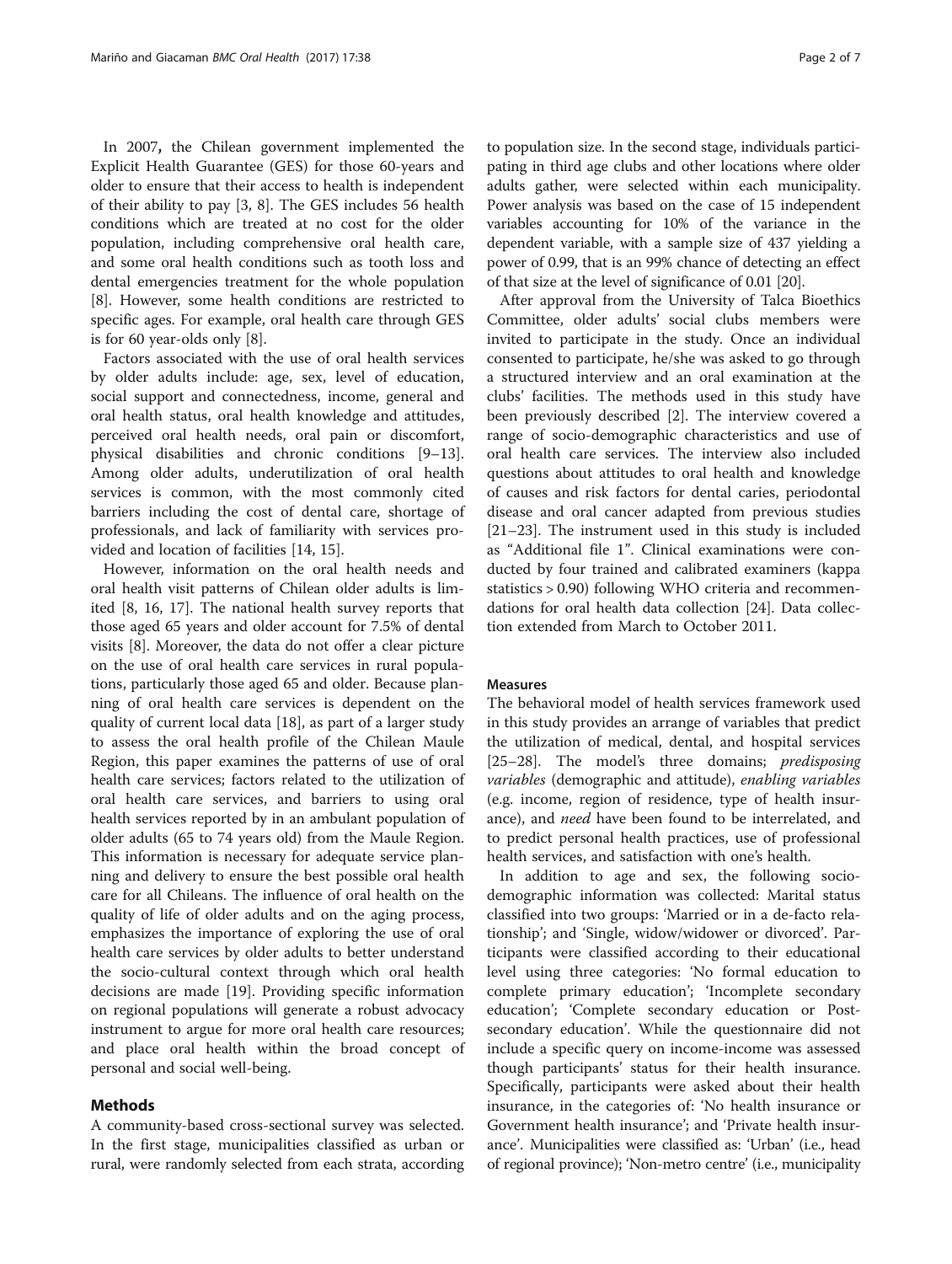In 2007, the Chilean government implemented the Explicit Health Guarantee (GES) for those 60-years and older to ensure that their access to health is independent of their ability to pay [3, 8]. The GES includes 56 health conditions which are treated at no cost for the older population, including comprehensive oral health care, and some oral health conditions such as tooth loss and dental emergencies treatment for the whole population [8]. However, some health conditions are restricted to specific ages. For example, oral health care through GES is for 60 year-olds only [8].

Factors associated with the use of oral health services by older adults include: age, sex, level of education, social support and connectedness, income, general and oral health status, oral health knowledge and attitudes, perceived oral health needs, oral pain or discomfort, physical disabilities and chronic conditions [9–13]. Among older adults, underutilization of oral health services is common, with the most commonly cited barriers including the cost of dental care, shortage of professionals, and lack of familiarity with services provided and location of facilities [14, 15].

However, information on the oral health needs and oral health visit patterns of Chilean older adults is limited [8, 16, 17]. The national health survey reports that those aged 65 years and older account for 7.5% of dental visits [8]. Moreover, the data do not offer a clear picture on the use of oral health care services in rural populations, particularly those aged 65 and older. Because planning of oral health care services is dependent on the quality of current local data [18], as part of a larger study to assess the oral health profile of the Chilean Maule Region, this paper examines the patterns of use of oral health care services; factors related to the utilization of oral health care services, and barriers to using oral health services reported by in an ambulant population of older adults (65 to 74 years old) from the Maule Region. This information is necessary for adequate service planning and delivery to ensure the best possible oral health care for all Chileans. The influence of oral health on the quality of life of older adults and on the aging process, emphasizes the importance of exploring the use of oral health care services by older adults to better understand the socio-cultural context through which oral health decisions are made [19]. Providing specific information on regional populations will generate a robust advocacy instrument to argue for more oral health care resources; and place oral health within the broad concept of personal and social well-being.

## Methods

A community-based cross-sectional survey was selected. In the first stage, municipalities classified as urban or rural, were randomly selected from each strata, according to population size. In the second stage, individuals participating in third age clubs and other locations where older adults gather, were selected within each municipality. Power analysis was based on the case of 15 independent variables accounting for 10% of the variance in the dependent variable, with a sample size of 437 yielding a power of 0.99, that is an 99% chance of detecting an effect of that size at the level of significance of 0.01 [20].

After approval from the University of Talca Bioethics Committee, older adults' social clubs members were invited to participate in the study. Once an individual consented to participate, he/she was asked to go through a structured interview and an oral examination at the clubs' facilities. The methods used in this study have been previously described [2]. The interview covered a range of socio-demographic characteristics and use of oral health care services. The interview also included questions about attitudes to oral health and knowledge of causes and risk factors for dental caries, periodontal disease and oral cancer adapted from previous studies [21–23]. The instrument used in this study is included as "Additional file 1". Clinical examinations were conducted by four trained and calibrated examiners (kappa statistics > 0.90) following WHO criteria and recommendations for oral health data collection [24]. Data collection extended from March to October 2011.

### Measures

The behavioral model of health services framework used in this study provides an arrange of variables that predict the utilization of medical, dental, and hospital services [25–28]. The model's three domains; *predisposing variables* (demographic and attitude), *enabling variables* (e.g. income, region of residence, type of health insurance), and *need* have been found to be interrelated, and to predict personal health practices, use of professional health services, and satisfaction with one's health.

In addition to age and sex, the following socio-demographic information was collected: Marital status classified into two groups: 'Married or in a de-facto relationship'; and 'Single, widow/widower or divorced'. Participants were classified according to their educational level using three categories: 'No formal education to complete primary education'; 'Incomplete secondary education'; 'Complete secondary education or Post-secondary education'. While the questionnaire did not include a specific query on income-income was assessed though participants' status for their health insurance. Specifically, participants were asked about their health insurance, in the categories of: 'No health insurance or Government health insurance'; and 'Private health insurance'. Municipalities were classified as: 'Urban' (i.e., head of regional province); 'Non-metro centre' (i.e., municipality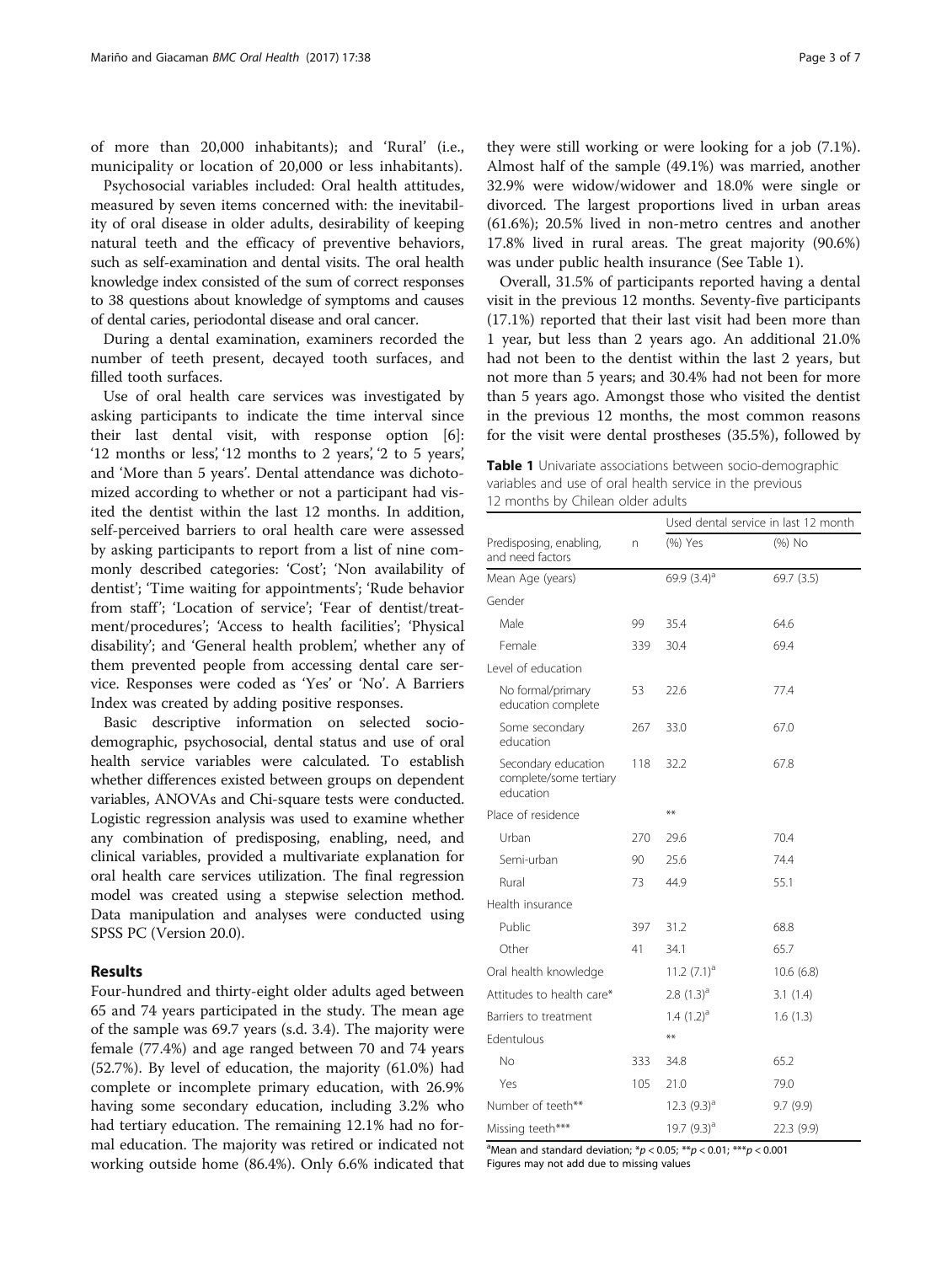of more than 20,000 inhabitants); and 'Rural' (i.e., municipality or location of 20,000 or less inhabitants).

Psychosocial variables included: Oral health attitudes, measured by seven items concerned with: the inevitability of oral disease in older adults, desirability of keeping natural teeth and the efficacy of preventive behaviors, such as self-examination and dental visits. The oral health knowledge index consisted of the sum of correct responses to 38 questions about knowledge of symptoms and causes of dental caries, periodontal disease and oral cancer.

During a dental examination, examiners recorded the number of teeth present, decayed tooth surfaces, and filled tooth surfaces.

Use of oral health care services was investigated by asking participants to indicate the time interval since their last dental visit, with response option [6]: '12 months or less', '12 months to 2 years', '2 to 5 years', and 'More than 5 years'. Dental attendance was dichotomized according to whether or not a participant had visited the dentist within the last 12 months. In addition, self-perceived barriers to oral health care were assessed by asking participants to report from a list of nine commonly described categories: 'Cost'; 'Non availability of dentist'; 'Time waiting for appointments'; 'Rude behavior from staff'; 'Location of service'; 'Fear of dentist/treatment/procedures'; 'Access to health facilities'; 'Physical disability'; and 'General health problem', whether any of them prevented people from accessing dental care service. Responses were coded as 'Yes' or 'No'. A Barriers Index was created by adding positive responses.

Basic descriptive information on selected socio-demographic, psychosocial, dental status and use of oral health service variables were calculated. To establish whether differences existed between groups on dependent variables, ANOVAs and Chi-square tests were conducted. Logistic regression analysis was used to examine whether any combination of predisposing, enabling, need, and clinical variables, provided a multivariate explanation for oral health care services utilization. The final regression model was created using a stepwise selection method. Data manipulation and analyses were conducted using SPSS PC (Version 20.0).

## Results

Four-hundred and thirty-eight older adults aged between 65 and 74 years participated in the study. The mean age of the sample was 69.7 years (s.d. 3.4). The majority were female (77.4%) and age ranged between 70 and 74 years (52.7%). By level of education, the majority (61.0%) had complete or incomplete primary education, with 26.9% having some secondary education, including 3.2% who had tertiary education. The remaining 12.1% had no formal education. The majority was retired or indicated not working outside home (86.4%). Only 6.6% indicated that they were still working or were looking for a job (7.1%). Almost half of the sample (49.1%) was married, another 32.9% were widow/widower and 18.0% were single or divorced. The largest proportions lived in urban areas (61.6%); 20.5% lived in non-metro centres and another 17.8% lived in rural areas. The great majority (90.6%) was under public health insurance (See Table 1).

Overall, 31.5% of participants reported having a dental visit in the previous 12 months. Seventy-five participants (17.1%) reported that their last visit had been more than 1 year, but less than 2 years ago. An additional 21.0% had not been to the dentist within the last 2 years, but not more than 5 years; and 30.4% had not been for more than 5 years ago. Amongst those who visited the dentist in the previous 12 months, the most common reasons for the visit were dental prostheses (35.5%), followed by

**Table 1** Univariate associations between socio-demographic variables and use of oral health service in the previous 12 months by Chilean older adults

| | | Used dental service in last 12 month | |
|---|---|---|---|
| Predisposing, enabling, and need factors | n | (%) Yes | (%) No |
| Mean Age (years) | | 69.9 (3.4)[a] | 69.7 (3.5) |
| Gender | | | |
| Male | 99 | 35.4 | 64.6 |
| Female | 339 | 30.4 | 69.4 |
| Level of education | | | |
| No formal/primary education complete | 53 | 22.6 | 77.4 |
| Some secondary education | 267 | 33.0 | 67.0 |
| Secondary education complete/some tertiary education | 118 | 32.2 | 67.8 |
| Place of residence | | ** | |
| Urban | 270 | 29.6 | 70.4 |
| Semi-urban | 90 | 25.6 | 74.4 |
| Rural | 73 | 44.9 | 55.1 |
| Health insurance | | | |
| Public | 397 | 31.2 | 68.8 |
| Other | 41 | 34.1 | 65.7 |
| Oral health knowledge | | 11.2 (7.1)[a] | 10.6 (6.8) |
| Attitudes to health care* | | 2.8 (1.3)[a] | 3.1 (1.4) |
| Barriers to treatment | | 1.4 (1.2)[a] | 1.6 (1.3) |
| Edentulous | | ** | |
| No | 333 | 34.8 | 65.2 |
| Yes | 105 | 21.0 | 79.0 |
| Number of teeth** | | 12.3 (9.3)[a] | 9.7 (9.9) |
| Missing teeth*** | | 19.7 (9.3)[a] | 22.3 (9.9) |

[a]Mean and standard deviation; *$p < 0.05$; **$p < 0.01$; ***$p < 0.001$
Figures may not add due to missing values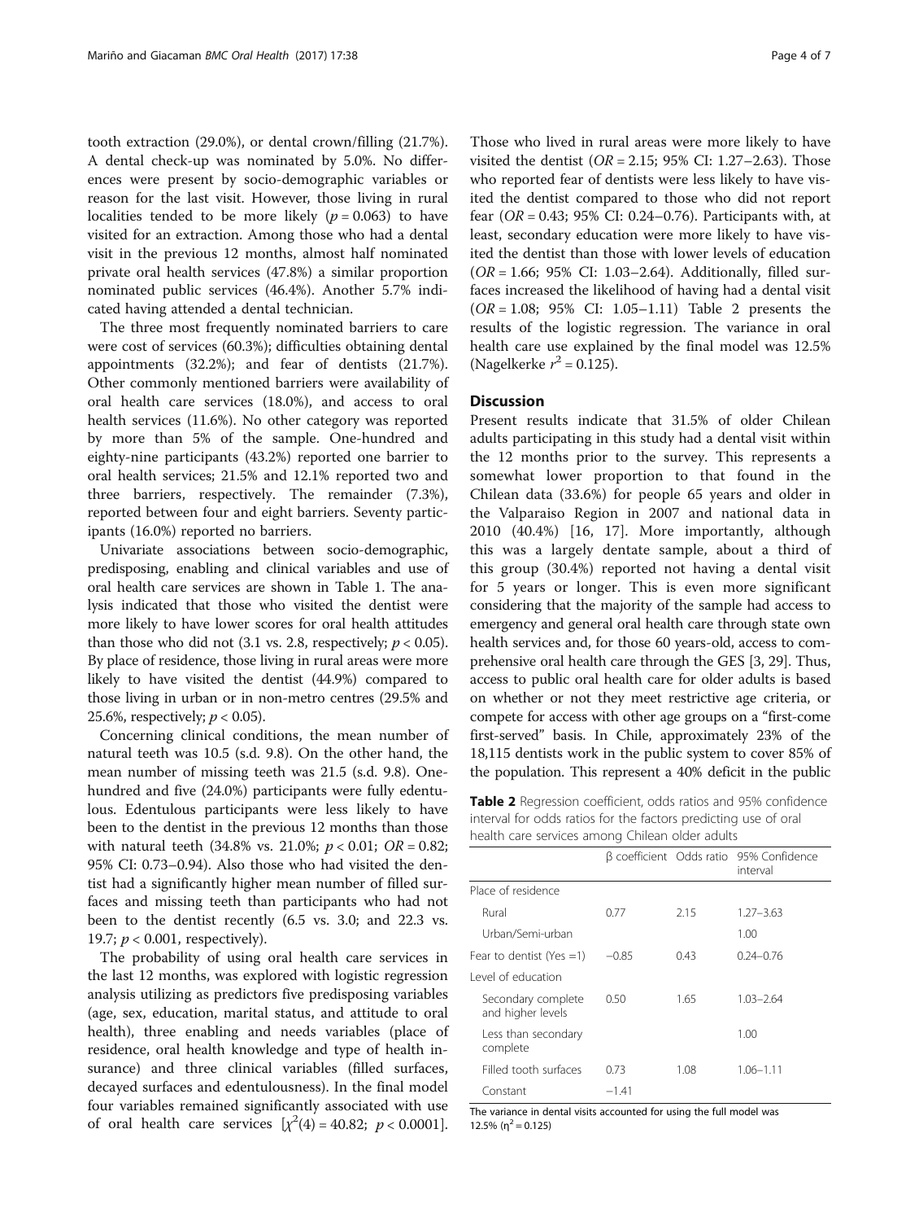tooth extraction (29.0%), or dental crown/filling (21.7%). A dental check-up was nominated by 5.0%. No differences were present by socio-demographic variables or reason for the last visit. However, those living in rural localities tended to be more likely ($p = 0.063$) to have visited for an extraction. Among those who had a dental visit in the previous 12 months, almost half nominated private oral health services (47.8%) a similar proportion nominated public services (46.4%). Another 5.7% indicated having attended a dental technician.

The three most frequently nominated barriers to care were cost of services (60.3%); difficulties obtaining dental appointments (32.2%); and fear of dentists (21.7%). Other commonly mentioned barriers were availability of oral health care services (18.0%), and access to oral health services (11.6%). No other category was reported by more than 5% of the sample. One-hundred and eighty-nine participants (43.2%) reported one barrier to oral health services; 21.5% and 12.1% reported two and three barriers, respectively. The remainder (7.3%), reported between four and eight barriers. Seventy participants (16.0%) reported no barriers.

Univariate associations between socio-demographic, predisposing, enabling and clinical variables and use of oral health care services are shown in Table 1. The analysis indicated that those who visited the dentist were more likely to have lower scores for oral health attitudes than those who did not (3.1 vs. 2.8, respectively; $p < 0.05$). By place of residence, those living in rural areas were more likely to have visited the dentist (44.9%) compared to those living in urban or in non-metro centres (29.5% and 25.6%, respectively; $p < 0.05$).

Concerning clinical conditions, the mean number of natural teeth was 10.5 (s.d. 9.8). On the other hand, the mean number of missing teeth was 21.5 (s.d. 9.8). One-hundred and five (24.0%) participants were fully edentulous. Edentulous participants were less likely to have been to the dentist in the previous 12 months than those with natural teeth (34.8% vs. 21.0%; $p < 0.01$; $OR = 0.82$; 95% CI: 0.73–0.94). Also those who had visited the dentist had a significantly higher mean number of filled surfaces and missing teeth than participants who had not been to the dentist recently (6.5 vs. 3.0; and 22.3 vs. 19.7; $p < 0.001$, respectively).

The probability of using oral health care services in the last 12 months, was explored with logistic regression analysis utilizing as predictors five predisposing variables (age, sex, education, marital status, and attitude to oral health), three enabling and needs variables (place of residence, oral health knowledge and type of health insurance) and three clinical variables (filled surfaces, decayed surfaces and edentulousness). In the final model four variables remained significantly associated with use of oral health care services [$\chi^2(4) = 40.82$; $p < 0.0001$]. Those who lived in rural areas were more likely to have visited the dentist ($OR = 2.15$; 95% CI: 1.27–2.63). Those who reported fear of dentists were less likely to have visited the dentist compared to those who did not report fear ($OR = 0.43$; 95% CI: 0.24–0.76). Participants with, at least, secondary education were more likely to have visited the dentist than those with lower levels of education ($OR = 1.66$; 95% CI: 1.03–2.64). Additionally, filled surfaces increased the likelihood of having had a dental visit ($OR = 1.08$; 95% CI: 1.05–1.11) Table 2 presents the results of the logistic regression. The variance in oral health care use explained by the final model was 12.5% (Nagelkerke $r^2 = 0.125$).

## Discussion

Present results indicate that 31.5% of older Chilean adults participating in this study had a dental visit within the 12 months prior to the survey. This represents a somewhat lower proportion to that found in the Chilean data (33.6%) for people 65 years and older in the Valparaiso Region in 2007 and national data in 2010 (40.4%) [16, 17]. More importantly, although this was a largely dentate sample, about a third of this group (30.4%) reported not having a dental visit for 5 years or longer. This is even more significant considering that the majority of the sample had access to emergency and general oral health care through state own health services and, for those 60 years-old, access to comprehensive oral health care through the GES [3, 29]. Thus, access to public oral health care for older adults is based on whether or not they meet restrictive age criteria, or compete for access with other age groups on a "first-come first-served" basis. In Chile, approximately 23% of the 18,115 dentists work in the public system to cover 85% of the population. This represent a 40% deficit in the public

**Table 2** Regression coefficient, odds ratios and 95% confidence interval for odds ratios for the factors predicting use of oral health care services among Chilean older adults

| | β coefficient | Odds ratio | 95% Confidence interval |
|---|---|---|---|
| Place of residence | | | |
| Rural | 0.77 | 2.15 | 1.27–3.63 |
| Urban/Semi-urban | | 1.00 | |
| Fear to dentist (Yes =1) | −0.85 | 0.43 | 0.24–0.76 |
| Level of education | | | |
| Secondary complete and higher levels | 0.50 | 1.65 | 1.03–2.64 |
| Less than secondary complete | | 1.00 | |
| Filled tooth surfaces | 0.73 | 1.08 | 1.06–1.11 |
| Constant | −1.41 | | |

The variance in dental visits accounted for using the full model was 12.5% ($\eta^2 = 0.125$)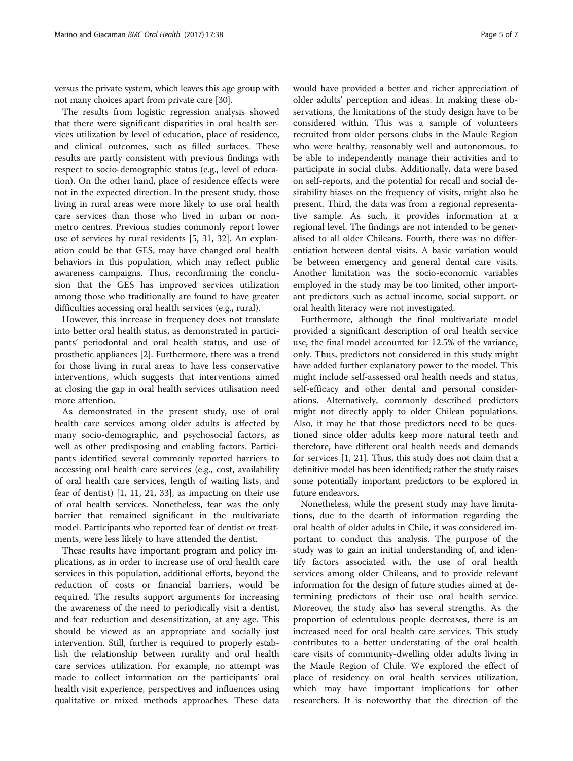versus the private system, which leaves this age group with not many choices apart from private care [30].

The results from logistic regression analysis showed that there were significant disparities in oral health services utilization by level of education, place of residence, and clinical outcomes, such as filled surfaces. These results are partly consistent with previous findings with respect to socio-demographic status (e.g., level of education). On the other hand, place of residence effects were not in the expected direction. In the present study, those living in rural areas were more likely to use oral health care services than those who lived in urban or non-metro centres. Previous studies commonly report lower use of services by rural residents [5, 31, 32]. An explanation could be that GES, may have changed oral health behaviors in this population, which may reflect public awareness campaigns. Thus, reconfirming the conclusion that the GES has improved services utilization among those who traditionally are found to have greater difficulties accessing oral health services (e.g., rural).

However, this increase in frequency does not translate into better oral health status, as demonstrated in participants' periodontal and oral health status, and use of prosthetic appliances [2]. Furthermore, there was a trend for those living in rural areas to have less conservative interventions, which suggests that interventions aimed at closing the gap in oral health services utilisation need more attention.

As demonstrated in the present study, use of oral health care services among older adults is affected by many socio-demographic, and psychosocial factors, as well as other predisposing and enabling factors. Participants identified several commonly reported barriers to accessing oral health care services (e.g., cost, availability of oral health care services, length of waiting lists, and fear of dentist) [1, 11, 21, 33], as impacting on their use of oral health services. Nonetheless, fear was the only barrier that remained significant in the multivariate model. Participants who reported fear of dentist or treatments, were less likely to have attended the dentist.

These results have important program and policy implications, as in order to increase use of oral health care services in this population, additional efforts, beyond the reduction of costs or financial barriers, would be required. The results support arguments for increasing the awareness of the need to periodically visit a dentist, and fear reduction and desensitization, at any age. This should be viewed as an appropriate and socially just intervention. Still, further is required to properly establish the relationship between rurality and oral health care services utilization. For example, no attempt was made to collect information on the participants' oral health visit experience, perspectives and influences using qualitative or mixed methods approaches. These data would have provided a better and richer appreciation of older adults' perception and ideas. In making these observations, the limitations of the study design have to be considered within. This was a sample of volunteers recruited from older persons clubs in the Maule Region who were healthy, reasonably well and autonomous, to be able to independently manage their activities and to participate in social clubs. Additionally, data were based on self-reports, and the potential for recall and social desirability biases on the frequency of visits, might also be present. Third, the data was from a regional representative sample. As such, it provides information at a regional level. The findings are not intended to be generalised to all older Chileans. Fourth, there was no differentiation between dental visits. A basic variation would be between emergency and general dental care visits. Another limitation was the socio-economic variables employed in the study may be too limited, other important predictors such as actual income, social support, or oral health literacy were not investigated.

Furthermore, although the final multivariate model provided a significant description of oral health service use, the final model accounted for 12.5% of the variance, only. Thus, predictors not considered in this study might have added further explanatory power to the model. This might include self-assessed oral health needs and status, self-efficacy and other dental and personal considerations. Alternatively, commonly described predictors might not directly apply to older Chilean populations. Also, it may be that those predictors need to be questioned since older adults keep more natural teeth and therefore, have different oral health needs and demands for services [1, 21]. Thus, this study does not claim that a definitive model has been identified; rather the study raises some potentially important predictors to be explored in future endeavors.

Nonetheless, while the present study may have limitations, due to the dearth of information regarding the oral health of older adults in Chile, it was considered important to conduct this analysis. The purpose of the study was to gain an initial understanding of, and identify factors associated with, the use of oral health services among older Chileans, and to provide relevant information for the design of future studies aimed at determining predictors of their use oral health service. Moreover, the study also has several strengths. As the proportion of edentulous people decreases, there is an increased need for oral health care services. This study contributes to a better understating of the oral health care visits of community-dwelling older adults living in the Maule Region of Chile. We explored the effect of place of residency on oral health services utilization, which may have important implications for other researchers. It is noteworthy that the direction of the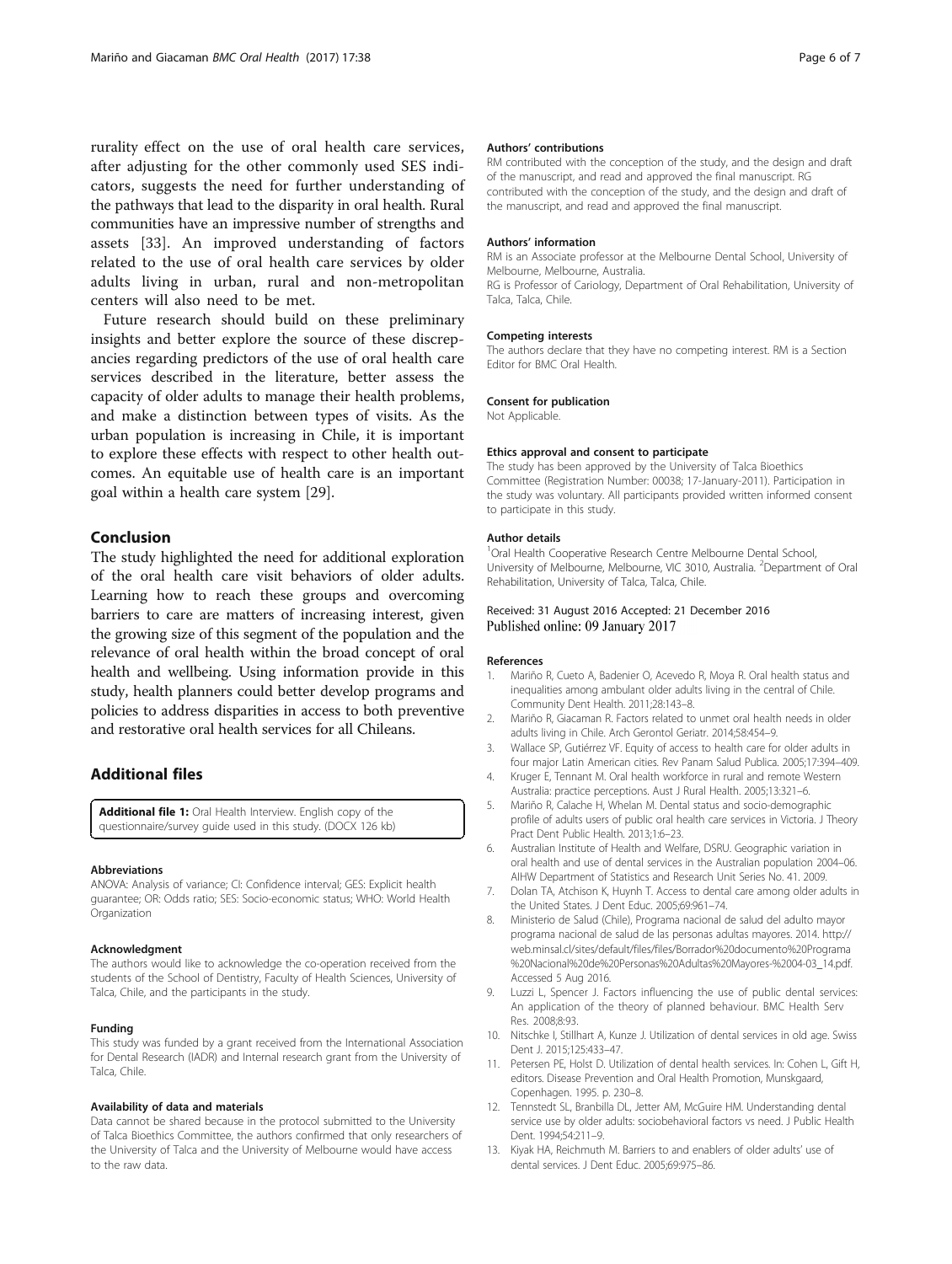rurality effect on the use of oral health care services, after adjusting for the other commonly used SES indicators, suggests the need for further understanding of the pathways that lead to the disparity in oral health. Rural communities have an impressive number of strengths and assets [33]. An improved understanding of factors related to the use of oral health care services by older adults living in urban, rural and non-metropolitan centers will also need to be met.

Future research should build on these preliminary insights and better explore the source of these discrepancies regarding predictors of the use of oral health care services described in the literature, better assess the capacity of older adults to manage their health problems, and make a distinction between types of visits. As the urban population is increasing in Chile, it is important to explore these effects with respect to other health outcomes. An equitable use of health care is an important goal within a health care system [29].

## Conclusion

The study highlighted the need for additional exploration of the oral health care visit behaviors of older adults. Learning how to reach these groups and overcoming barriers to care are matters of increasing interest, given the growing size of this segment of the population and the relevance of oral health within the broad concept of oral health and wellbeing. Using information provide in this study, health planners could better develop programs and policies to address disparities in access to both preventive and restorative oral health services for all Chileans.

## Additional files

**Additional file 1:** Oral Health Interview. English copy of the questionnaire/survey guide used in this study. (DOCX 126 kb)

#### Abbreviations

ANOVA: Analysis of variance; CI: Confidence interval; GES: Explicit health guarantee; OR: Odds ratio; SES: Socio-economic status; WHO: World Health Organization

#### Acknowledgment

The authors would like to acknowledge the co-operation received from the students of the School of Dentistry, Faculty of Health Sciences, University of Talca, Chile, and the participants in the study.

#### Funding

This study was funded by a grant received from the International Association for Dental Research (IADR) and Internal research grant from the University of Talca, Chile.

#### Availability of data and materials

Data cannot be shared because in the protocol submitted to the University of Talca Bioethics Committee, the authors confirmed that only researchers of the University of Talca and the University of Melbourne would have access to the raw data.

#### Authors' contributions

RM contributed with the conception of the study, and the design and draft of the manuscript, and read and approved the final manuscript. RG contributed with the conception of the study, and the design and draft of the manuscript, and read and approved the final manuscript.

#### Authors' information

RM is an Associate professor at the Melbourne Dental School, University of Melbourne, Melbourne, Australia.
RG is Professor of Cariology, Department of Oral Rehabilitation, University of Talca, Talca, Chile.

#### Competing interests

The authors declare that they have no competing interest. RM is a Section Editor for BMC Oral Health.

#### Consent for publication

Not Applicable.

#### Ethics approval and consent to participate

The study has been approved by the University of Talca Bioethics Committee (Registration Number: 00038; 17-January-2011). Participation in the study was voluntary. All participants provided written informed consent to participate in this study.

#### Author details

[1]Oral Health Cooperative Research Centre Melbourne Dental School, University of Melbourne, Melbourne, VIC 3010, Australia. [2]Department of Oral Rehabilitation, University of Talca, Talca, Chile.

Received: 31 August 2016 Accepted: 21 December 2016
Published online: 09 January 2017

#### References

1. Mariño R, Cueto A, Badenier O, Acevedo R, Moya R. Oral health status and inequalities among ambulant older adults living in the central of Chile. Community Dent Health. 2011;28:143–8.
2. Mariño R, Giacaman R. Factors related to unmet oral health needs in older adults living in Chile. Arch Gerontol Geriatr. 2014;58:454–9.
3. Wallace SP, Gutiérrez VF. Equity of access to health care for older adults in four major Latin American cities. Rev Panam Salud Publica. 2005;17:394–409.
4. Kruger E, Tennant M. Oral health workforce in rural and remote Western Australia: practice perceptions. Aust J Rural Health. 2005;13:321–6.
5. Mariño R, Calache H, Whelan M. Dental status and socio-demographic profile of adults users of public oral health care services in Victoria. J Theory Pract Dent Public Health. 2013;1:6–23.
6. Australian Institute of Health and Welfare, DSRU. Geographic variation in oral health and use of dental services in the Australian population 2004–06. AIHW Department of Statistics and Research Unit Series No. 41. 2009.
7. Dolan TA, Atchison K, Huynh T. Access to dental care among older adults in the United States. J Dent Educ. 2005;69:961–74.
8. Ministerio de Salud (Chile), Programa nacional de salud del adulto mayor programa nacional de salud de las personas adultas mayores. 2014. http://web.minsal.cl/sites/default/files/files/Borrador%20documento%20Programa%20Nacional%20de%20Personas%20Adultas%20Mayores-%2004-03_14.pdf. Accessed 5 Aug 2016.
9. Luzzi L, Spencer J. Factors influencing the use of public dental services: An application of the theory of planned behaviour. BMC Health Serv Res. 2008;8:93.
10. Nitschke I, Stillhart A, Kunze J. Utilization of dental services in old age. Swiss Dent J. 2015;125:433–47.
11. Petersen PE, Holst D. Utilization of dental health services. In: Cohen L, Gift H, editors. Disease Prevention and Oral Health Promotion, Munskgaard, Copenhagen. 1995. p. 230–8.
12. Tennstedt SL, Branbilla DL, Jetter AM, McGuire HM. Understanding dental service use by older adults: sociobehavioral factors vs need. J Public Health Dent. 1994;54:211–9.
13. Kiyak HA, Reichmuth M. Barriers to and enablers of older adults' use of dental services. J Dent Educ. 2005;69:975–86.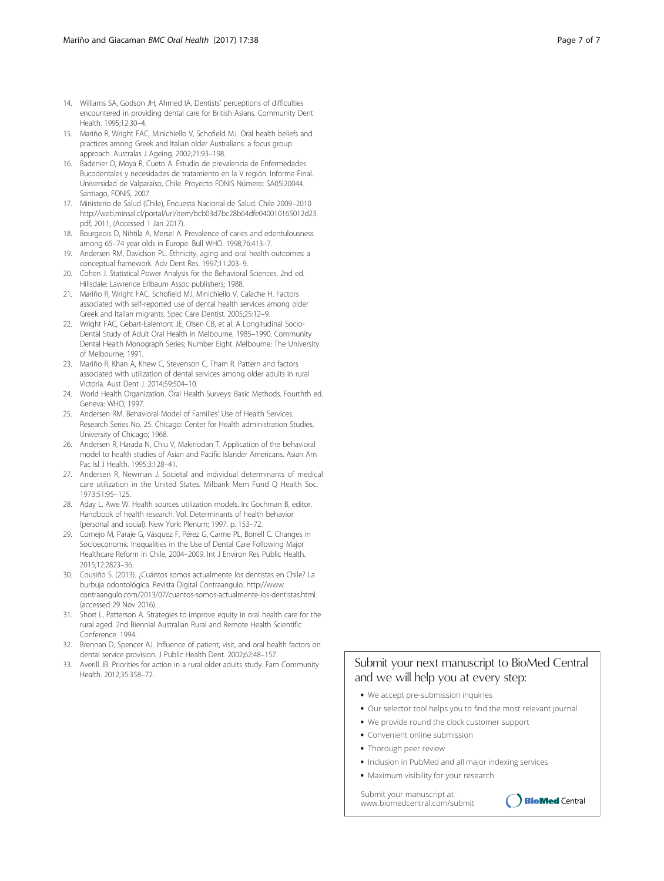14. Williams SA, Godson JH, Ahmed IA. Dentists' perceptions of difficulties encountered in providing dental care for British Asians. Community Dent Health. 1995;12:30–4.
15. Mariño R, Wright FAC, Minichiello V, Schofield MJ. Oral health beliefs and practices among Greek and Italian older Australians: a focus group approach. Australas J Ageing. 2002;21:93–198.
16. Badenier O, Moya R, Cueto A. Estudio de prevalencia de Enfermedades Bucodentales y necesidades de tratamiento en la V región. Informe Final. Universidad de Valparaíso, Chile. Proyecto FONIS Número: SA05I20044. Santiago, FONIS, 2007.
17. Ministerio de Salud (Chile), Encuesta Nacional de Salud. Chile 2009–2010 http://web.minsal.cl/portal/url/item/bcb03d7bc28b64dfe040010165012d23.pdf, 2011, (Accessed 1 Jan 2017).
18. Bourgeois D, Nihtila A, Mersel A. Prevalence of caries and edentulousness among 65–74 year olds in Europe. Bull WHO. 1998;76:413–7.
19. Andersen RM, Davidson PL. Ethnicity, aging and oral health outcomes: a conceptual framework. Adv Dent Res. 1997;11:203–9.
20. Cohen J. Statistical Power Analysis for the Behavioral Sciences. 2nd ed. Hillsdale: Lawrence Erlbaum Assoc publishers; 1988.
21. Mariño R, Wright FAC, Schofield MJ, Minichiello V, Calache H. Factors associated with self-reported use of dental health services among older Greek and Italian migrants. Spec Care Dentist. 2005;25:12–9.
22. Wright FAC, Gebart-Ealemont JE, Olsen CB, et al. A Longitudinal Socio-Dental Study of Adult Oral Health in Melbourne, 1985–1990. Community Dental Health Monograph Series; Number Eight. Melbourne: The University of Melbourne; 1991.
23. Mariño R, Khan A, Khew C, Stevenson C, Tham R. Pattern and factors associated with utilization of dental services among older adults in rural Victoria. Aust Dent J. 2014;59:504–10.
24. World Health Organization. Oral Health Surveys: Basic Methods. Fourthth ed. Geneva: WHO; 1997.
25. Andersen RM. Behavioral Model of Families' Use of Health Services. Research Series No. 25. Chicago: Center for Health administration Studies, University of Chicago; 1968.
26. Andersen R, Harada N, Chiu V, Makinodan T. Application of the behavioral model to health studies of Asian and Pacific Islander Americans. Asian Am Pac Isl J Health. 1995;3:128–41.
27. Andersen R, Newman J. Societal and individual determinants of medical care utilization in the United States. Milbank Mem Fund Q Health Soc. 1973;51:95–125.
28. Aday L, Awe W. Health sources utilization models. In: Gochman B, editor. Handbook of health research. Vol. Determinants of health behavior (personal and social). New York: Plenum; 1997. p. 153–72.
29. Cornejo M, Paraje G, Vásquez F, Pérez G, Carme PL, Borrell C. Changes in Socioeconomic Inequalities in the Use of Dental Care Following Major Healthcare Reform in Chile, 2004–2009. Int J Environ Res Public Health. 2015;12:2823–36.
30. Cousiño S. (2013). ¿Cuántos somos actualmente los dentistas en Chile? La burbuja odontológica. Revista Digital Contraangulo. http://www.contraangulo.com/2013/07/cuantos-somos-actualmente-los-dentistas.html. (accessed 29 Nov 2016).
31. Short L, Patterson A. Strategies to improve equity in oral health care for the rural aged. 2nd Biennial Australian Rural and Remote Health Scientific Conference. 1994.
32. Brennan D, Spencer AJ. Influence of patient, visit, and oral health factors on dental service provision. J Public Health Dent. 2002;62:48–157.
33. Averill JB. Priorities for action in a rural older adults study. Fam Community Health. 2012;35:358–72.

Submit your next manuscript to BioMed Central and we will help you at every step:

- We accept pre-submission inquiries
- Our selector tool helps you to find the most relevant journal
- We provide round the clock customer support
- Convenient online submission
- Thorough peer review
- Inclusion in PubMed and all major indexing services
- Maximum visibility for your research

Submit your manuscript at
www.biomedcentral.com/submit

BioMed Central